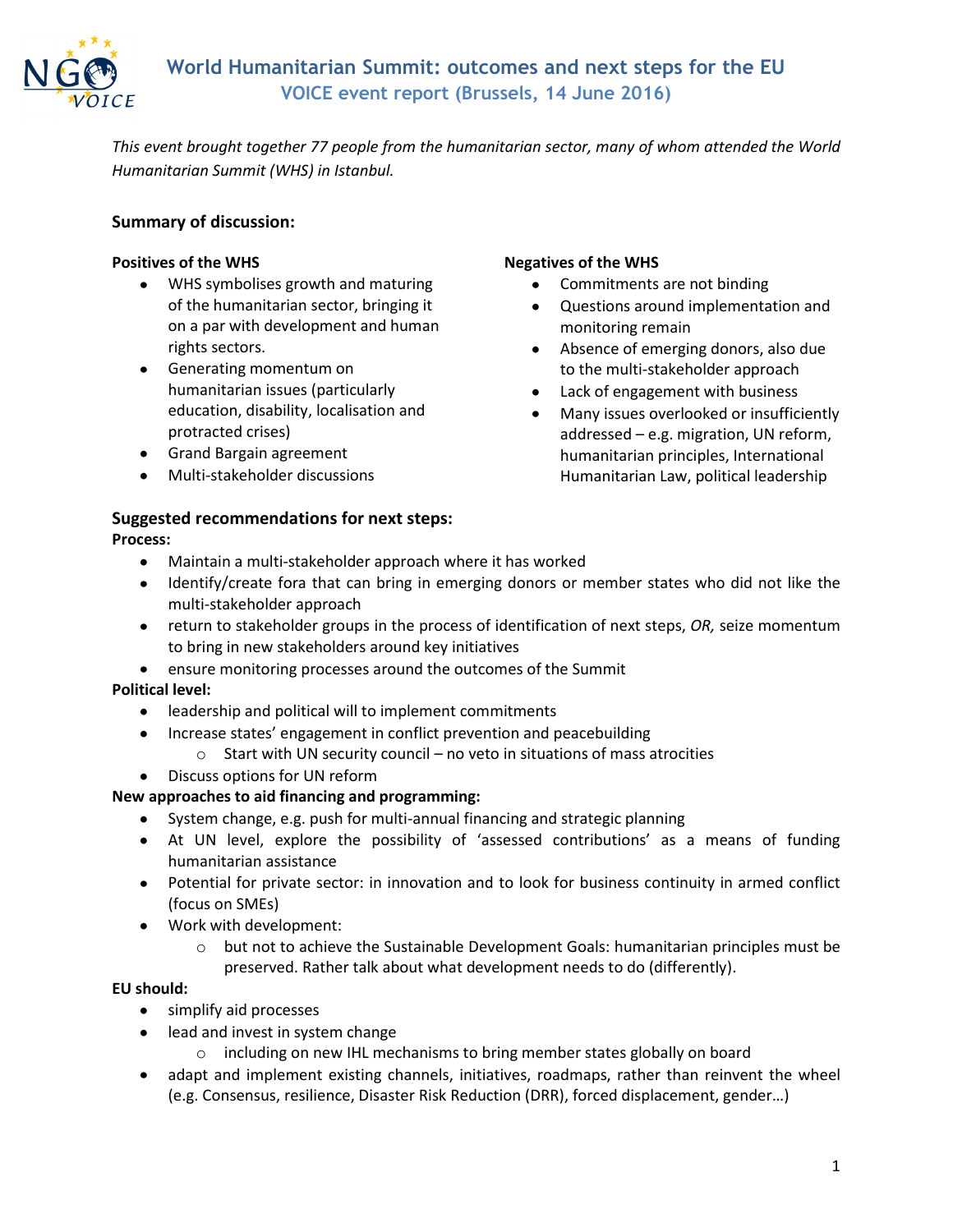# World Humanitarian Summit: outcomes and next steps for the EU
## VOICE event report (Brussels, 14 June 2016)

*This event brought together 77 people from the humanitarian sector, many of whom attended the World Humanitarian Summit (WHS) in Istanbul.*

### Summary of discussion:

**Positives of the WHS**

- WHS symbolises growth and maturing of the humanitarian sector, bringing it on a par with development and human rights sectors.
- Generating momentum on humanitarian issues (particularly education, disability, localisation and protracted crises)
- Grand Bargain agreement
- Multi-stakeholder discussions

**Negatives of the WHS**

- Commitments are not binding
- Questions around implementation and monitoring remain
- Absence of emerging donors, also due to the multi-stakeholder approach
- Lack of engagement with business
- Many issues overlooked or insufficiently addressed – e.g. migration, UN reform, humanitarian principles, International Humanitarian Law, political leadership

### Suggested recommendations for next steps:

**Process:**

- Maintain a multi-stakeholder approach where it has worked
- Identify/create fora that can bring in emerging donors or member states who did not like the multi-stakeholder approach
- return to stakeholder groups in the process of identification of next steps, *OR,* seize momentum to bring in new stakeholders around key initiatives
- ensure monitoring processes around the outcomes of the Summit

**Political level:**

- leadership and political will to implement commitments
- Increase states' engagement in conflict prevention and peacebuilding
  - Start with UN security council – no veto in situations of mass atrocities
- Discuss options for UN reform

**New approaches to aid financing and programming:**

- System change, e.g. push for multi-annual financing and strategic planning
- At UN level, explore the possibility of 'assessed contributions' as a means of funding humanitarian assistance
- Potential for private sector: in innovation and to look for business continuity in armed conflict (focus on SMEs)
- Work with development:
  - but not to achieve the Sustainable Development Goals: humanitarian principles must be preserved. Rather talk about what development needs to do (differently).

**EU should:**

- simplify aid processes
- lead and invest in system change
  - including on new IHL mechanisms to bring member states globally on board
- adapt and implement existing channels, initiatives, roadmaps, rather than reinvent the wheel (e.g. Consensus, resilience, Disaster Risk Reduction (DRR), forced displacement, gender…)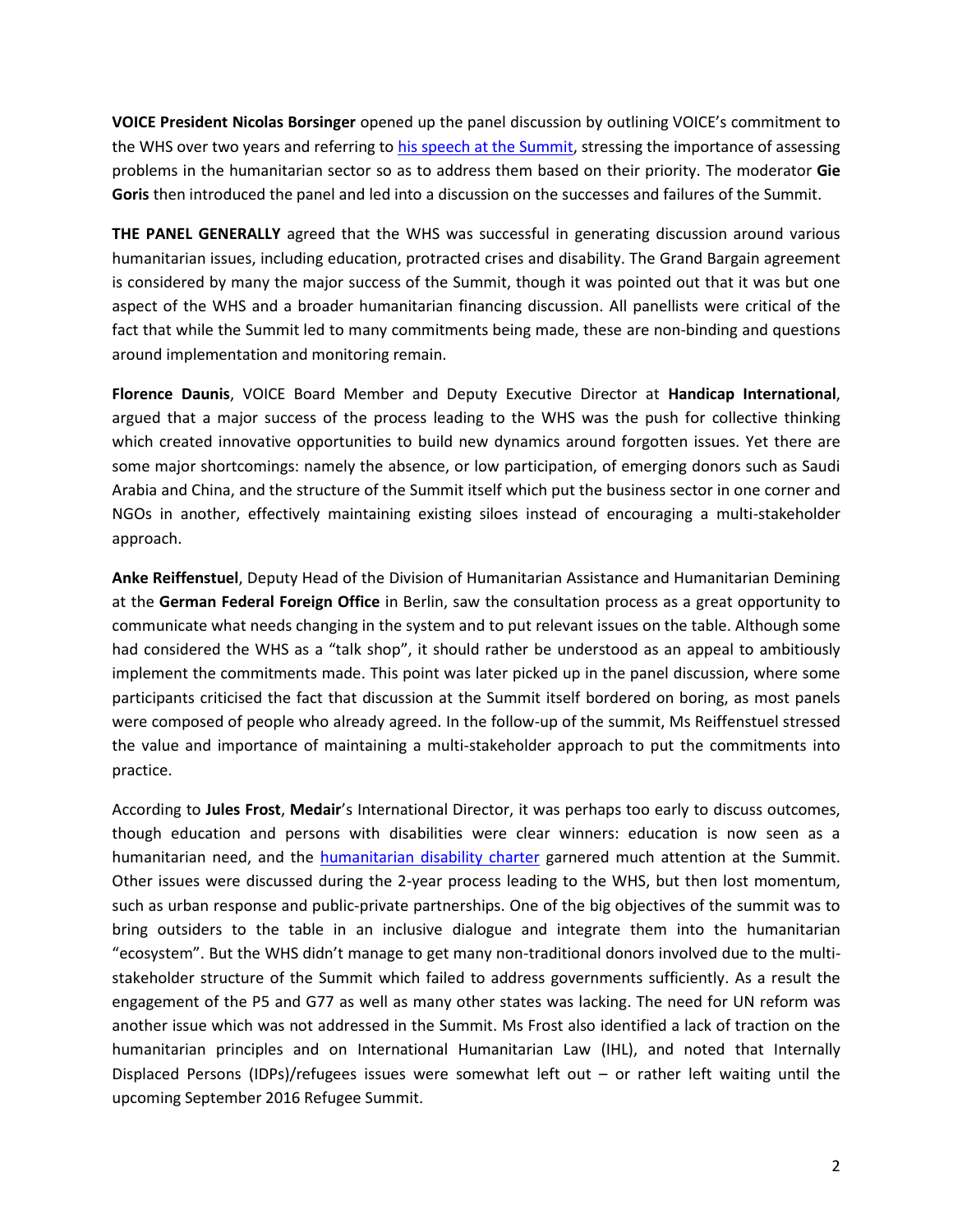**VOICE President Nicolas Borsinger** opened up the panel discussion by outlining VOICE's commitment to the WHS over two years and referring to [his speech at the Summit](), stressing the importance of assessing problems in the humanitarian sector so as to address them based on their priority. The moderator **Gie Goris** then introduced the panel and led into a discussion on the successes and failures of the Summit.

**THE PANEL GENERALLY** agreed that the WHS was successful in generating discussion around various humanitarian issues, including education, protracted crises and disability. The Grand Bargain agreement is considered by many the major success of the Summit, though it was pointed out that it was but one aspect of the WHS and a broader humanitarian financing discussion. All panellists were critical of the fact that while the Summit led to many commitments being made, these are non-binding and questions around implementation and monitoring remain.

**Florence Daunis**, VOICE Board Member and Deputy Executive Director at **Handicap International**, argued that a major success of the process leading to the WHS was the push for collective thinking which created innovative opportunities to build new dynamics around forgotten issues. Yet there are some major shortcomings: namely the absence, or low participation, of emerging donors such as Saudi Arabia and China, and the structure of the Summit itself which put the business sector in one corner and NGOs in another, effectively maintaining existing siloes instead of encouraging a multi-stakeholder approach.

**Anke Reiffenstuel**, Deputy Head of the Division of Humanitarian Assistance and Humanitarian Demining at the **German Federal Foreign Office** in Berlin, saw the consultation process as a great opportunity to communicate what needs changing in the system and to put relevant issues on the table. Although some had considered the WHS as a "talk shop", it should rather be understood as an appeal to ambitiously implement the commitments made. This point was later picked up in the panel discussion, where some participants criticised the fact that discussion at the Summit itself bordered on boring, as most panels were composed of people who already agreed. In the follow-up of the summit, Ms Reiffenstuel stressed the value and importance of maintaining a multi-stakeholder approach to put the commitments into practice.

According to **Jules Frost**, **Medair**'s International Director, it was perhaps too early to discuss outcomes, though education and persons with disabilities were clear winners: education is now seen as a humanitarian need, and the [humanitarian disability charter]() garnered much attention at the Summit. Other issues were discussed during the 2-year process leading to the WHS, but then lost momentum, such as urban response and public-private partnerships. One of the big objectives of the summit was to bring outsiders to the table in an inclusive dialogue and integrate them into the humanitarian "ecosystem". But the WHS didn't manage to get many non-traditional donors involved due to the multi-stakeholder structure of the Summit which failed to address governments sufficiently. As a result the engagement of the P5 and G77 as well as many other states was lacking. The need for UN reform was another issue which was not addressed in the Summit. Ms Frost also identified a lack of traction on the humanitarian principles and on International Humanitarian Law (IHL), and noted that Internally Displaced Persons (IDPs)/refugees issues were somewhat left out – or rather left waiting until the upcoming September 2016 Refugee Summit.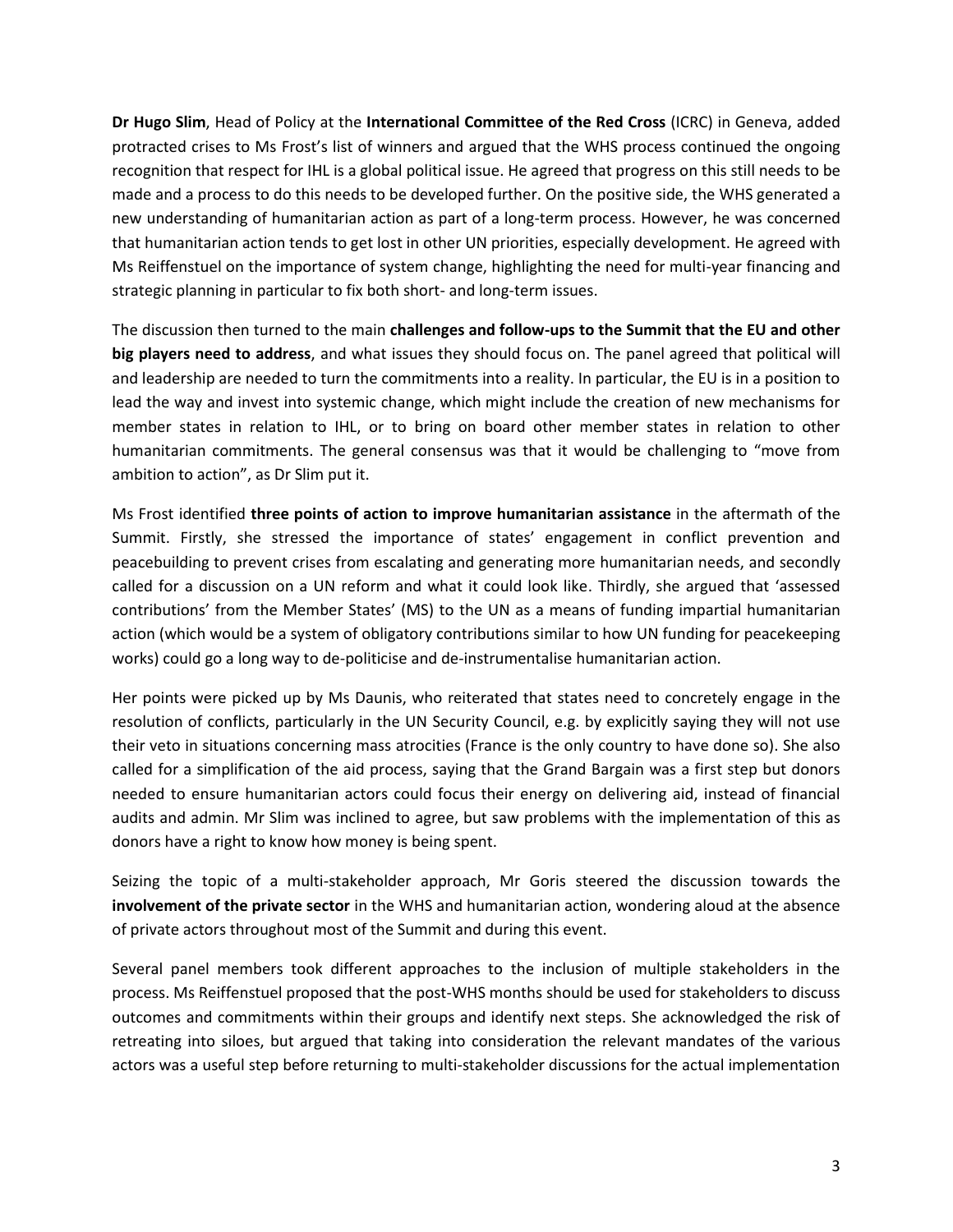**Dr Hugo Slim**, Head of Policy at the **International Committee of the Red Cross** (ICRC) in Geneva, added protracted crises to Ms Frost's list of winners and argued that the WHS process continued the ongoing recognition that respect for IHL is a global political issue. He agreed that progress on this still needs to be made and a process to do this needs to be developed further. On the positive side, the WHS generated a new understanding of humanitarian action as part of a long-term process. However, he was concerned that humanitarian action tends to get lost in other UN priorities, especially development. He agreed with Ms Reiffenstuel on the importance of system change, highlighting the need for multi-year financing and strategic planning in particular to fix both short- and long-term issues.

The discussion then turned to the main **challenges and follow-ups to the Summit that the EU and other big players need to address**, and what issues they should focus on. The panel agreed that political will and leadership are needed to turn the commitments into a reality. In particular, the EU is in a position to lead the way and invest into systemic change, which might include the creation of new mechanisms for member states in relation to IHL, or to bring on board other member states in relation to other humanitarian commitments. The general consensus was that it would be challenging to "move from ambition to action", as Dr Slim put it.

Ms Frost identified **three points of action to improve humanitarian assistance** in the aftermath of the Summit. Firstly, she stressed the importance of states' engagement in conflict prevention and peacebuilding to prevent crises from escalating and generating more humanitarian needs, and secondly called for a discussion on a UN reform and what it could look like. Thirdly, she argued that 'assessed contributions' from the Member States' (MS) to the UN as a means of funding impartial humanitarian action (which would be a system of obligatory contributions similar to how UN funding for peacekeeping works) could go a long way to de-politicise and de-instrumentalise humanitarian action.

Her points were picked up by Ms Daunis, who reiterated that states need to concretely engage in the resolution of conflicts, particularly in the UN Security Council, e.g. by explicitly saying they will not use their veto in situations concerning mass atrocities (France is the only country to have done so). She also called for a simplification of the aid process, saying that the Grand Bargain was a first step but donors needed to ensure humanitarian actors could focus their energy on delivering aid, instead of financial audits and admin. Mr Slim was inclined to agree, but saw problems with the implementation of this as donors have a right to know how money is being spent.

Seizing the topic of a multi-stakeholder approach, Mr Goris steered the discussion towards the **involvement of the private sector** in the WHS and humanitarian action, wondering aloud at the absence of private actors throughout most of the Summit and during this event.

Several panel members took different approaches to the inclusion of multiple stakeholders in the process. Ms Reiffenstuel proposed that the post-WHS months should be used for stakeholders to discuss outcomes and commitments within their groups and identify next steps. She acknowledged the risk of retreating into siloes, but argued that taking into consideration the relevant mandates of the various actors was a useful step before returning to multi-stakeholder discussions for the actual implementation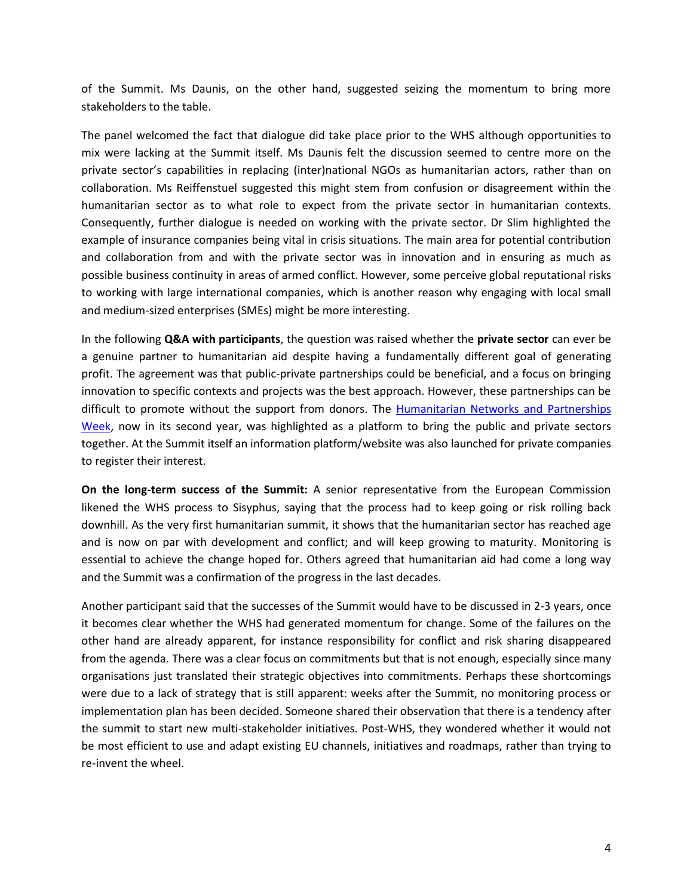of the Summit. Ms Daunis, on the other hand, suggested seizing the momentum to bring more stakeholders to the table.

The panel welcomed the fact that dialogue did take place prior to the WHS although opportunities to mix were lacking at the Summit itself. Ms Daunis felt the discussion seemed to centre more on the private sector's capabilities in replacing (inter)national NGOs as humanitarian actors, rather than on collaboration. Ms Reiffenstuel suggested this might stem from confusion or disagreement within the humanitarian sector as to what role to expect from the private sector in humanitarian contexts. Consequently, further dialogue is needed on working with the private sector. Dr Slim highlighted the example of insurance companies being vital in crisis situations. The main area for potential contribution and collaboration from and with the private sector was in innovation and in ensuring as much as possible business continuity in areas of armed conflict. However, some perceive global reputational risks to working with large international companies, which is another reason why engaging with local small and medium-sized enterprises (SMEs) might be more interesting.

In the following **Q&A with participants**, the question was raised whether the **private sector** can ever be a genuine partner to humanitarian aid despite having a fundamentally different goal of generating profit. The agreement was that public-private partnerships could be beneficial, and a focus on bringing innovation to specific contexts and projects was the best approach. However, these partnerships can be difficult to promote without the support from donors. The Humanitarian Networks and Partnerships Week, now in its second year, was highlighted as a platform to bring the public and private sectors together. At the Summit itself an information platform/website was also launched for private companies to register their interest.

**On the long-term success of the Summit:** A senior representative from the European Commission likened the WHS process to Sisyphus, saying that the process had to keep going or risk rolling back downhill. As the very first humanitarian summit, it shows that the humanitarian sector has reached age and is now on par with development and conflict; and will keep growing to maturity. Monitoring is essential to achieve the change hoped for. Others agreed that humanitarian aid had come a long way and the Summit was a confirmation of the progress in the last decades.

Another participant said that the successes of the Summit would have to be discussed in 2-3 years, once it becomes clear whether the WHS had generated momentum for change. Some of the failures on the other hand are already apparent, for instance responsibility for conflict and risk sharing disappeared from the agenda. There was a clear focus on commitments but that is not enough, especially since many organisations just translated their strategic objectives into commitments. Perhaps these shortcomings were due to a lack of strategy that is still apparent: weeks after the Summit, no monitoring process or implementation plan has been decided. Someone shared their observation that there is a tendency after the summit to start new multi-stakeholder initiatives. Post-WHS, they wondered whether it would not be most efficient to use and adapt existing EU channels, initiatives and roadmaps, rather than trying to re-invent the wheel.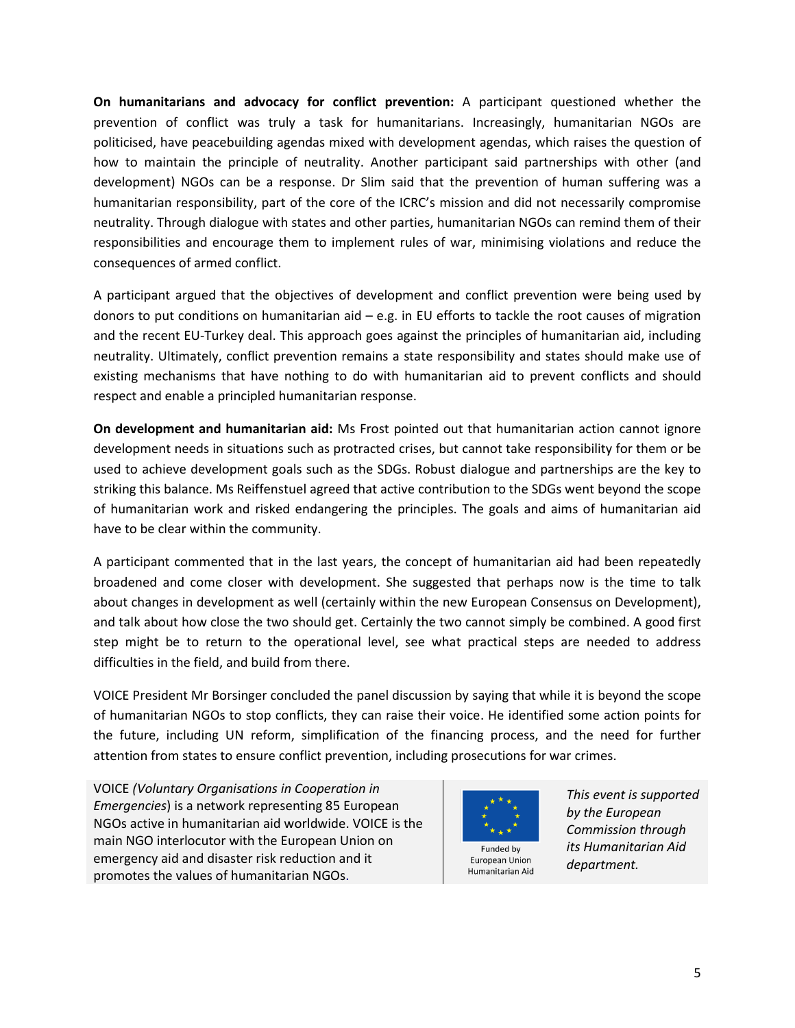**On humanitarians and advocacy for conflict prevention:** A participant questioned whether the prevention of conflict was truly a task for humanitarians. Increasingly, humanitarian NGOs are politicised, have peacebuilding agendas mixed with development agendas, which raises the question of how to maintain the principle of neutrality. Another participant said partnerships with other (and development) NGOs can be a response. Dr Slim said that the prevention of human suffering was a humanitarian responsibility, part of the core of the ICRC's mission and did not necessarily compromise neutrality. Through dialogue with states and other parties, humanitarian NGOs can remind them of their responsibilities and encourage them to implement rules of war, minimising violations and reduce the consequences of armed conflict.

A participant argued that the objectives of development and conflict prevention were being used by donors to put conditions on humanitarian aid – e.g. in EU efforts to tackle the root causes of migration and the recent EU-Turkey deal. This approach goes against the principles of humanitarian aid, including neutrality. Ultimately, conflict prevention remains a state responsibility and states should make use of existing mechanisms that have nothing to do with humanitarian aid to prevent conflicts and should respect and enable a principled humanitarian response.

**On development and humanitarian aid:** Ms Frost pointed out that humanitarian action cannot ignore development needs in situations such as protracted crises, but cannot take responsibility for them or be used to achieve development goals such as the SDGs. Robust dialogue and partnerships are the key to striking this balance. Ms Reiffenstuel agreed that active contribution to the SDGs went beyond the scope of humanitarian work and risked endangering the principles. The goals and aims of humanitarian aid have to be clear within the community.

A participant commented that in the last years, the concept of humanitarian aid had been repeatedly broadened and come closer with development. She suggested that perhaps now is the time to talk about changes in development as well (certainly within the new European Consensus on Development), and talk about how close the two should get. Certainly the two cannot simply be combined. A good first step might be to return to the operational level, see what practical steps are needed to address difficulties in the field, and build from there.

VOICE President Mr Borsinger concluded the panel discussion by saying that while it is beyond the scope of humanitarian NGOs to stop conflicts, they can raise their voice. He identified some action points for the future, including UN reform, simplification of the financing process, and the need for further attention from states to ensure conflict prevention, including prosecutions for war crimes.

VOICE *(Voluntary Organisations in Cooperation in Emergencies*) is a network representing 85 European NGOs active in humanitarian aid worldwide. VOICE is the main NGO interlocutor with the European Union on emergency aid and disaster risk reduction and it promotes the values of humanitarian NGOs.

Funded by European Union Humanitarian Aid

*This event is supported by the European Commission through its Humanitarian Aid department.*